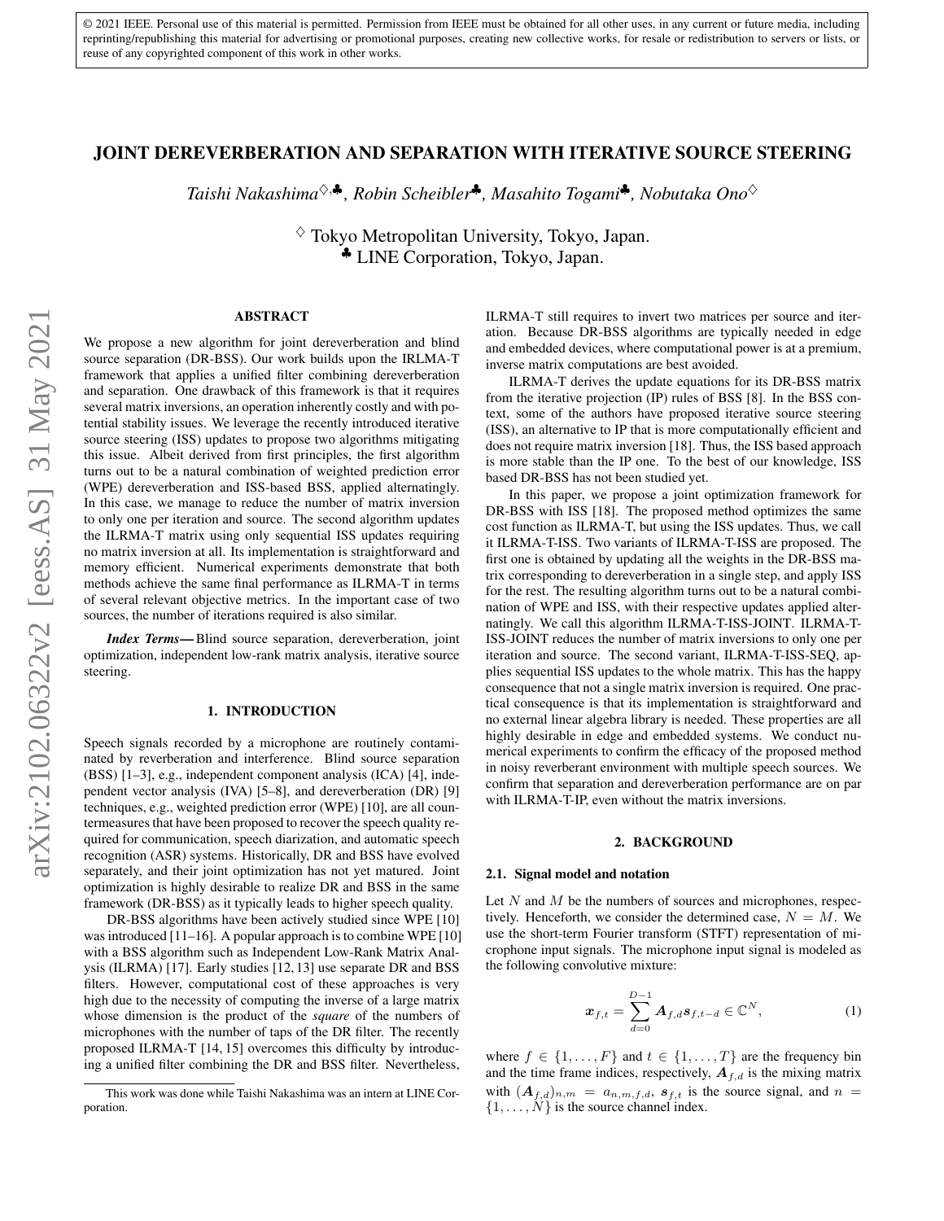© 2021 IEEE. Personal use of this material is permitted. Permission from IEEE must be obtained for all other uses, in any current or future media, including reprinting/republishing this material for advertising or promotional purposes, creating new collective works, for resale or redistribution to servers or lists, or reuse of any copyrighted component of this work in other works.

# JOINT DEREVERBERATION AND SEPARATION WITH ITERATIVE SOURCE STEERING

*Taishi Nakashima*[♢,♣]*, Robin Scheibler*[♣]*, Masahito Togami*[♣]*, Nobutaka Ono*[♢]

[♢] Tokyo Metropolitan University, Tokyo, Japan.
[♣] LINE Corporation, Tokyo, Japan.

## ABSTRACT

We propose a new algorithm for joint dereverberation and blind source separation (DR-BSS). Our work builds upon the IRLMA-T framework that applies a unified filter combining dereverberation and separation. One drawback of this framework is that it requires several matrix inversions, an operation inherently costly and with potential stability issues. We leverage the recently introduced iterative source steering (ISS) updates to propose two algorithms mitigating this issue. Albeit derived from first principles, the first algorithm turns out to be a natural combination of weighted prediction error (WPE) dereverberation and ISS-based BSS, applied alternatingly. In this case, we manage to reduce the number of matrix inversion to only one per iteration and source. The second algorithm updates the ILRMA-T matrix using only sequential ISS updates requiring no matrix inversion at all. Its implementation is straightforward and memory efficient. Numerical experiments demonstrate that both methods achieve the same final performance as ILRMA-T in terms of several relevant objective metrics. In the important case of two sources, the number of iterations required is also similar.

***Index Terms*—** Blind source separation, dereverberation, joint optimization, independent low-rank matrix analysis, iterative source steering.

## 1. INTRODUCTION

Speech signals recorded by a microphone are routinely contaminated by reverberation and interference. Blind source separation (BSS) [1–3], e.g., independent component analysis (ICA) [4], independent vector analysis (IVA) [5–8], and dereverberation (DR) [9] techniques, e.g., weighted prediction error (WPE) [10], are all countermeasures that have been proposed to recover the speech quality required for communication, speech diarization, and automatic speech recognition (ASR) systems. Historically, DR and BSS have evolved separately, and their joint optimization has not yet matured. Joint optimization is highly desirable to realize DR and BSS in the same framework (DR-BSS) as it typically leads to higher speech quality.

DR-BSS algorithms have been actively studied since WPE [10] was introduced [11–16]. A popular approach is to combine WPE [10] with a BSS algorithm such as Independent Low-Rank Matrix Analysis (ILRMA) [17]. Early studies [12, 13] use separate DR and BSS filters. However, computational cost of these approaches is very high due to the necessity of computing the inverse of a large matrix whose dimension is the product of the *square* of the numbers of microphones with the number of taps of the DR filter. The recently proposed ILRMA-T [14, 15] overcomes this difficulty by introducing a unified filter combining the DR and BSS filter. Nevertheless, ILRMA-T still requires to invert two matrices per source and iteration. Because DR-BSS algorithms are typically needed in edge and embedded devices, where computational power is at a premium, inverse matrix computations are best avoided.

ILRMA-T derives the update equations for its DR-BSS matrix from the iterative projection (IP) rules of BSS [8]. In the BSS context, some of the authors have proposed iterative source steering (ISS), an alternative to IP that is more computationally efficient and does not require matrix inversion [18]. Thus, the ISS based approach is more stable than the IP one. To the best of our knowledge, ISS based DR-BSS has not been studied yet.

In this paper, we propose a joint optimization framework for DR-BSS with ISS [18]. The proposed method optimizes the same cost function as ILRMA-T, but using the ISS updates. Thus, we call it ILRMA-T-ISS. Two variants of ILRMA-T-ISS are proposed. The first one is obtained by updating all the weights in the DR-BSS matrix corresponding to dereverberation in a single step, and apply ISS for the rest. The resulting algorithm turns out to be a natural combination of WPE and ISS, with their respective updates applied alternatingly. We call this algorithm ILRMA-T-ISS-JOINT. ILRMA-T-ISS-JOINT reduces the number of matrix inversions to only one per iteration and source. The second variant, ILRMA-T-ISS-SEQ, applies sequential ISS updates to the whole matrix. This has the happy consequence that not a single matrix inversion is required. One practical consequence is that its implementation is straightforward and no external linear algebra library is needed. These properties are all highly desirable in edge and embedded systems. We conduct numerical experiments to confirm the efficacy of the proposed method in noisy reverberant environment with multiple speech sources. We confirm that separation and dereverberation performance are on par with ILRMA-T-IP, even without the matrix inversions.

## 2. BACKGROUND

### 2.1. Signal model and notation

Let $N$ and $M$ be the numbers of sources and microphones, respectively. Henceforth, we consider the determined case, $N = M$. We use the short-term Fourier transform (STFT) representation of microphone input signals. The microphone input signal is modeled as the following convolutive mixture:

$$\boldsymbol{x}_{f,t} = \sum_{d=0}^{D-1} \boldsymbol{A}_{f,d} \boldsymbol{s}_{f,t-d} \in \mathbb{C}^N, \tag{1}$$

where $f \in \{1, \ldots, F\}$ and $t \in \{1, \ldots, T\}$ are the frequency bin and the time frame indices, respectively, $\boldsymbol{A}_{f,d}$ is the mixing matrix with $(\boldsymbol{A}_{f,d})_{n,m} = a_{n,m,f,d}$, $\boldsymbol{s}_{f,t}$ is the source signal, and $n = \{1, \ldots, N\}$ is the source channel index.

This work was done while Taishi Nakashima was an intern at LINE Corporation.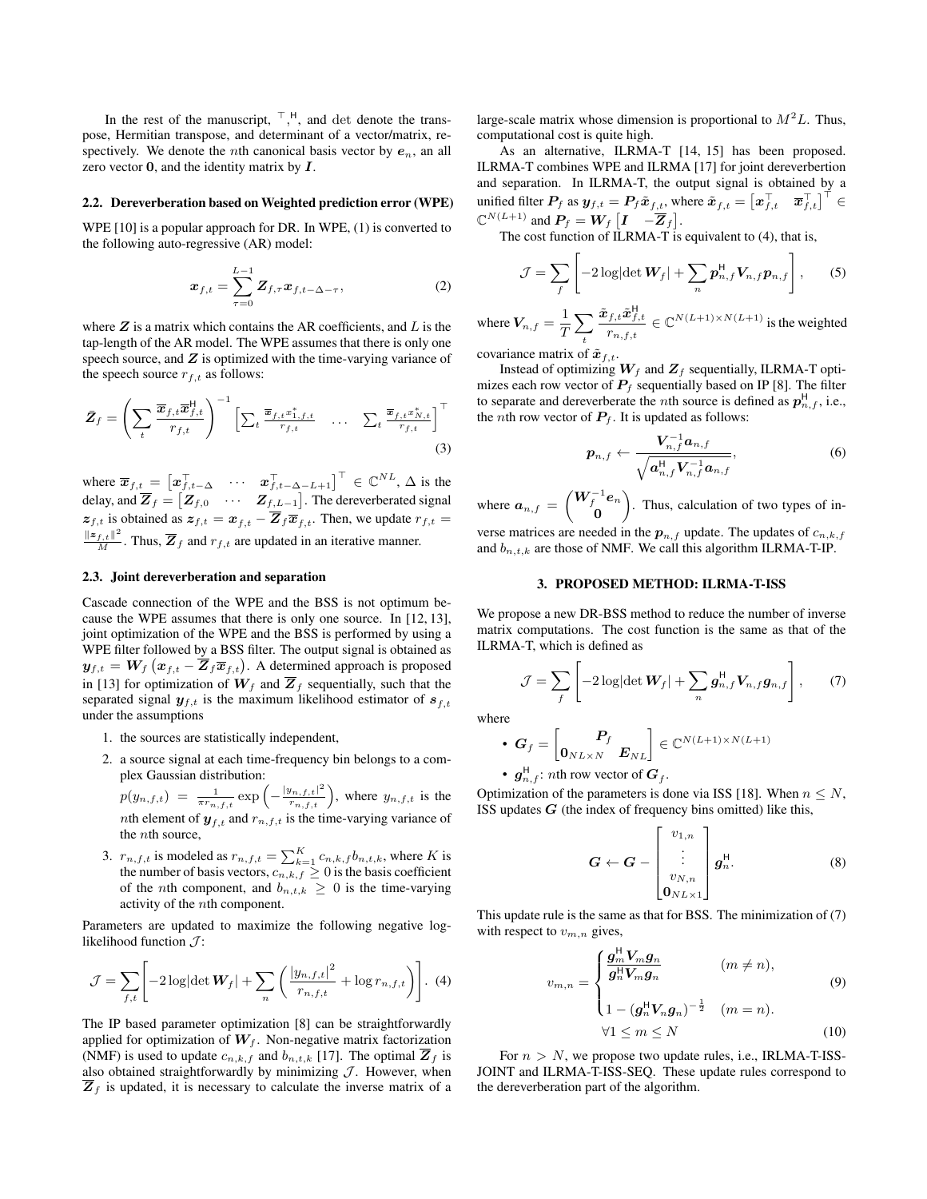In the rest of the manuscript, $^\top, ^\mathsf{H}$, and $\det$ denote the transpose, Hermitian transpose, and determinant of a vector/matrix, respectively. We denote the $n$th canonical basis vector by $\boldsymbol{e}_n$, an all zero vector $\mathbf{0}$, and the identity matrix by $\boldsymbol{I}$.

### 2.2. Dereverberation based on Weighted prediction error (WPE)

WPE [10] is a popular approach for DR. In WPE, (1) is converted to the following auto-regressive (AR) model:

$$\boldsymbol{x}_{f,t} = \sum_{\tau=0}^{L-1} \boldsymbol{Z}_{f,\tau} \boldsymbol{x}_{f,t-\Delta-\tau}, \tag{2}$$

where $\boldsymbol{Z}$ is a matrix which contains the AR coefficients, and $L$ is the tap-length of the AR model. The WPE assumes that there is only one speech source, and $\boldsymbol{Z}$ is optimized with the time-varying variance of the speech source $r_{f,t}$ as follows:

$$\bar{\boldsymbol{Z}}_f = \left( \sum_t \frac{\overline{\boldsymbol{x}}_{f,t} \overline{\boldsymbol{x}}_{f,t}^\mathsf{H}}{r_{f,t}} \right)^{-1} \begin{bmatrix} \sum_t \frac{\overline{\boldsymbol{x}}_{f,t} x_{1,f,t}^*}{r_{f,t}} & \cdots & \sum_t \frac{\overline{\boldsymbol{x}}_{f,t} x_{N,t}^*}{r_{f,t}} \end{bmatrix}^\top \tag{3}$$

where $\overline{\boldsymbol{x}}_{f,t} = \begin{bmatrix} \boldsymbol{x}_{f,t-\Delta}^\top & \cdots & \boldsymbol{x}_{f,t-\Delta-L+1}^\top \end{bmatrix}^\top \in \mathbb{C}^{NL}$, $\Delta$ is the delay, and $\overline{\boldsymbol{Z}}_f = \begin{bmatrix} \boldsymbol{Z}_{f,0} & \cdots & \boldsymbol{Z}_{f,L-1} \end{bmatrix}$. The dereverberated signal $\boldsymbol{z}_{f,t}$ is obtained as $\boldsymbol{z}_{f,t} = \boldsymbol{x}_{f,t} - \overline{\boldsymbol{Z}}_f \overline{\boldsymbol{x}}_{f,t}$. Then, we update $r_{f,t} = \frac{\|\boldsymbol{z}_{f,t}\|^2}{M}$. Thus, $\overline{\boldsymbol{Z}}_f$ and $r_{f,t}$ are updated in an iterative manner.

### 2.3. Joint dereverberation and separation

Cascade connection of the WPE and the BSS is not optimum because the WPE assumes that there is only one source. In [12, 13], joint optimization of the WPE and the BSS is performed by using a WPE filter followed by a BSS filter. The output signal is obtained as $\boldsymbol{y}_{f,t} = \boldsymbol{W}_f \left( \boldsymbol{x}_{f,t} - \overline{\boldsymbol{Z}}_f \overline{\boldsymbol{x}}_{f,t} \right)$. A determined approach is proposed in [13] for optimization of $\boldsymbol{W}_f$ and $\overline{\boldsymbol{Z}}_f$ sequentially, such that the separated signal $\boldsymbol{y}_{f,t}$ is the maximum likelihood estimator of $\boldsymbol{s}_{f,t}$ under the assumptions

1. the sources are statistically independent,
2. a source signal at each time-frequency bin belongs to a complex Gaussian distribution: $p(y_{n,f,t}) = \frac{1}{\pi r_{n,f,t}} \exp\left( -\frac{|y_{n,f,t}|^2}{r_{n,f,t}} \right)$, where $y_{n,f,t}$ is the $n$th element of $\boldsymbol{y}_{f,t}$ and $r_{n,f,t}$ is the time-varying variance of the $n$th source,
3. $r_{n,f,t}$ is modeled as $r_{n,f,t} = \sum_{k=1}^{K} c_{n,k,f} b_{n,t,k}$, where $K$ is the number of basis vectors, $c_{n,k,f} \geq 0$ is the basis coefficient of the $n$th component, and $b_{n,t,k} \geq 0$ is the time-varying activity of the $n$th component.

Parameters are updated to maximize the following negative log-likelihood function $\mathcal{J}$:

$$\mathcal{J} = \sum_{f,t} \left[ -2\log|\det \boldsymbol{W}_f| + \sum_n \left( \frac{|y_{n,f,t}|^2}{r_{n,f,t}} + \log r_{n,f,t} \right) \right]. \tag{4}$$

The IP based parameter optimization [8] can be straightforwardly applied for optimization of $\boldsymbol{W}_f$. Non-negative matrix factorization (NMF) is used to update $c_{n,k,f}$ and $b_{n,t,k}$ [17]. The optimal $\overline{\boldsymbol{Z}}_f$ is also obtained straightforwardly by minimizing $\mathcal{J}$. However, when $\overline{\boldsymbol{Z}}_f$ is updated, it is necessary to calculate the inverse matrix of a large-scale matrix whose dimension is proportional to $M^2L$. Thus, computational cost is quite high.

As an alternative, ILRMA-T [14, 15] has been proposed. ILRMA-T combines WPE and ILRMA [17] for joint dereverbertion and separation. In ILRMA-T, the output signal is obtained by a unified filter $\boldsymbol{P}_f$ as $\boldsymbol{y}_{f,t} = \boldsymbol{P}_f \tilde{\boldsymbol{x}}_{f,t}$, where $\tilde{\boldsymbol{x}}_{f,t} = \begin{bmatrix} \boldsymbol{x}_{f,t}^\top & \overline{\boldsymbol{x}}_{f,t}^\top \end{bmatrix}^\top \in \mathbb{C}^{N(L+1)}$ and $\boldsymbol{P}_f = \boldsymbol{W}_f \begin{bmatrix} \boldsymbol{I} & -\overline{\boldsymbol{Z}}_f \end{bmatrix}$.

The cost function of ILRMA-T is equivalent to (4), that is,

$$\mathcal{J} = \sum_f \left[ -2\log|\det \boldsymbol{W}_f| + \sum_n \boldsymbol{p}_{n,f}^\mathsf{H} \boldsymbol{V}_{n,f} \boldsymbol{p}_{n,f} \right], \tag{5}$$

where $\boldsymbol{V}_{n,f} = \frac{1}{T} \sum_t \frac{\tilde{\boldsymbol{x}}_{f,t} \tilde{\boldsymbol{x}}_{f,t}^\mathsf{H}}{r_{n,f,t}} \in \mathbb{C}^{N(L+1) \times N(L+1)}$ is the weighted covariance matrix of $\tilde{\boldsymbol{x}}_{f,t}$.

Instead of optimizing $\boldsymbol{W}_f$ and $\boldsymbol{Z}_f$ sequentially, ILRMA-T optimizes each row vector of $\boldsymbol{P}_f$ sequentially based on IP [8]. The filter to separate and dereverberate the $n$th source is defined as $\boldsymbol{p}_{n,f}^\mathsf{H}$, i.e., the $n$th row vector of $\boldsymbol{P}_f$. It is updated as follows:

$$\boldsymbol{p}_{n,f} \leftarrow \frac{\boldsymbol{V}_{n,f}^{-1} \boldsymbol{a}_{n,f}}{\sqrt{\boldsymbol{a}_{n,f}^\mathsf{H} \boldsymbol{V}_{n,f}^{-1} \boldsymbol{a}_{n,f}}}, \tag{6}$$

where $\boldsymbol{a}_{n,f} = \begin{pmatrix} \boldsymbol{W}_f^{-1} \boldsymbol{e}_n \\ \mathbf{0} \end{pmatrix}$. Thus, calculation of two types of inverse matrices are needed in the $\boldsymbol{p}_{n,f}$ update. The updates of $c_{n,k,f}$ and $b_{n,t,k}$ are those of NMF. We call this algorithm ILRMA-T-IP.

## 3. PROPOSED METHOD: ILRMA-T-ISS

We propose a new DR-BSS method to reduce the number of inverse matrix computations. The cost function is the same as that of the ILRMA-T, which is defined as

$$\mathcal{J} = \sum_f \left[ -2\log|\det \boldsymbol{W}_f| + \sum_n \boldsymbol{g}_{n,f}^\mathsf{H} \boldsymbol{V}_{n,f} \boldsymbol{g}_{n,f} \right], \tag{7}$$

where

- $\boldsymbol{G}_f = \begin{bmatrix} & \boldsymbol{P}_f & \\ \mathbf{0}_{NL \times N} & & \boldsymbol{E}_{NL} \end{bmatrix} \in \mathbb{C}^{N(L+1) \times N(L+1)}$
- $\boldsymbol{g}_{n,f}^\mathsf{H}$: $n$th row vector of $\boldsymbol{G}_f$.

Optimization of the parameters is done via ISS [18]. When $n \leq N$, ISS updates $\boldsymbol{G}$ (the index of frequency bins omitted) like this,

$$\boldsymbol{G} \leftarrow \boldsymbol{G} - \begin{bmatrix} v_{1,n} \\ \vdots \\ v_{N,n} \\ \mathbf{0}_{NL \times 1} \end{bmatrix} \boldsymbol{g}_n^\mathsf{H}. \tag{8}$$

This update rule is the same as that for BSS. The minimization of (7) with respect to $v_{m,n}$ gives,

$$v_{m,n} = \begin{cases} \dfrac{\boldsymbol{g}_m^\mathsf{H} \boldsymbol{V}_m \boldsymbol{g}_n}{\boldsymbol{g}_n^\mathsf{H} \boldsymbol{V}_m \boldsymbol{g}_n} & (m \neq n), \\ 1 - (\boldsymbol{g}_n^\mathsf{H} \boldsymbol{V}_n \boldsymbol{g}_n)^{-\frac{1}{2}} & (m = n). \end{cases} \tag{9}$$

$$\forall 1 \leq m \leq N \tag{10}$$

For $n > N$, we propose two update rules, i.e., IRLMA-T-ISS-JOINT and ILRMA-T-ISS-SEQ. These update rules correspond to the dereverberation part of the algorithm.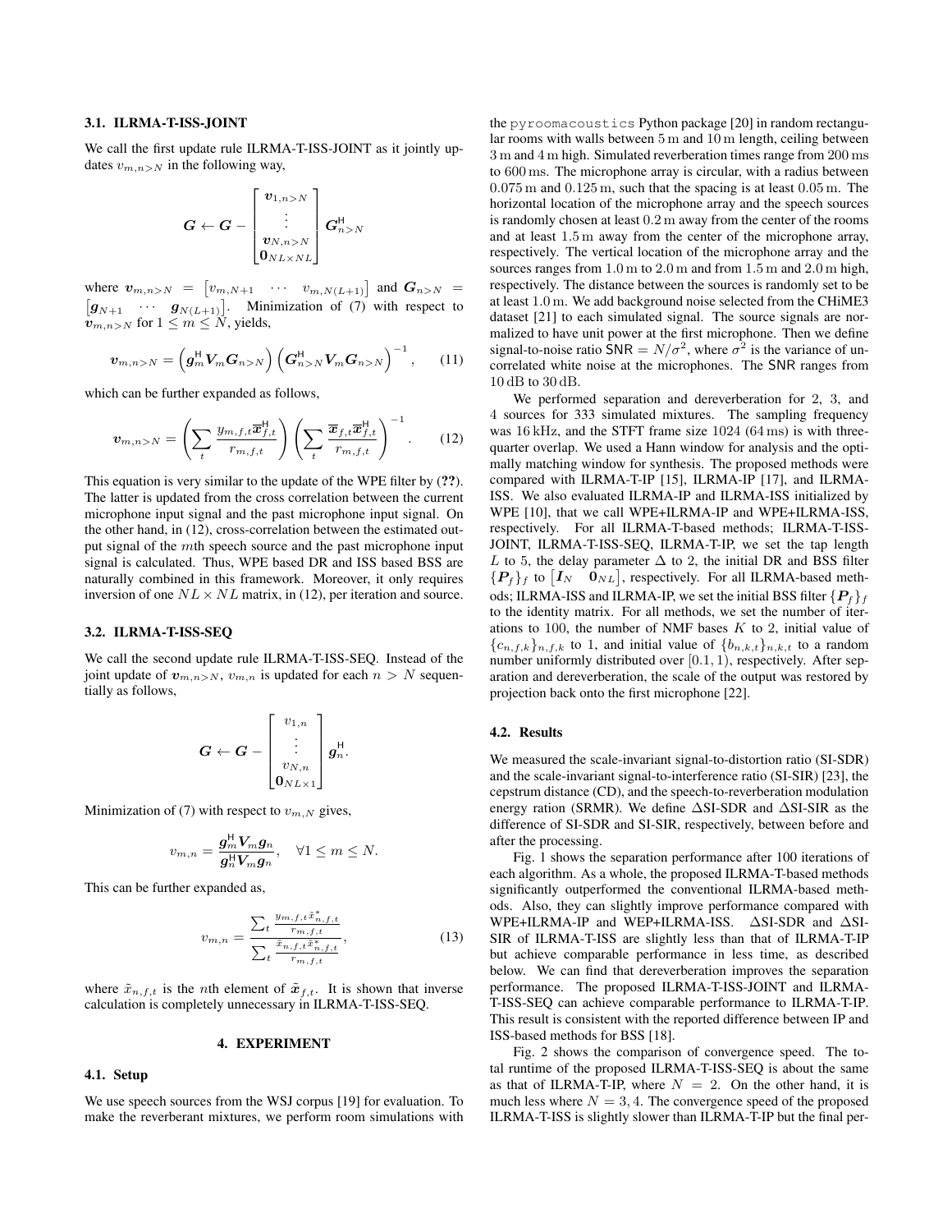### 3.1. ILRMA-T-ISS-JOINT

We call the first update rule ILRMA-T-ISS-JOINT as it jointly updates $v_{m,n>N}$ in the following way,

$$\boldsymbol{G} \leftarrow \boldsymbol{G} - \begin{bmatrix} \boldsymbol{v}_{1,n>N} \\ \vdots \\ \boldsymbol{v}_{N,n>N} \\ \boldsymbol{0}_{NL\times NL} \end{bmatrix} \boldsymbol{G}_{n>N}^{\mathsf{H}}$$

where $\boldsymbol{v}_{m,n>N} = \begin{bmatrix} v_{m,N+1} & \cdots & v_{m,N(L+1)} \end{bmatrix}$ and $\boldsymbol{G}_{n>N} = \begin{bmatrix} \boldsymbol{g}_{N+1} & \cdots & \boldsymbol{g}_{N(L+1)} \end{bmatrix}$. Minimization of (7) with respect to $\boldsymbol{v}_{m,n>N}$ for $1 \leq m \leq N$, yields,

$$\boldsymbol{v}_{m,n>N} = \left(\boldsymbol{g}_m^{\mathsf{H}} \boldsymbol{V}_m \boldsymbol{G}_{n>N}\right) \left(\boldsymbol{G}_{n>N}^{\mathsf{H}} \boldsymbol{V}_m \boldsymbol{G}_{n>N}\right)^{-1}, \tag{11}$$

which can be further expanded as follows,

$$\boldsymbol{v}_{m,n>N} = \left(\sum_t \frac{y_{m,f,t}\overline{\boldsymbol{x}}_{f,t}^{\mathsf{H}}}{r_{m,f,t}}\right) \left(\sum_t \frac{\overline{\boldsymbol{x}}_{f,t}\overline{\boldsymbol{x}}_{f,t}^{\mathsf{H}}}{r_{m,f,t}}\right)^{-1}. \tag{12}$$

This equation is very similar to the update of the WPE filter by (??). The latter is updated from the cross correlation between the current microphone input signal and the past microphone input signal. On the other hand, in (12), cross-correlation between the estimated output signal of the $m$th speech source and the past microphone input signal is calculated. Thus, WPE based DR and ISS based BSS are naturally combined in this framework. Moreover, it only requires inversion of one $NL \times NL$ matrix, in (12), per iteration and source.

### 3.2. ILRMA-T-ISS-SEQ

We call the second update rule ILRMA-T-ISS-SEQ. Instead of the joint update of $\boldsymbol{v}_{m,n>N}$, $v_{m,n}$ is updated for each $n > N$ sequentially as follows,

$$\boldsymbol{G} \leftarrow \boldsymbol{G} - \begin{bmatrix} v_{1,n} \\ \vdots \\ v_{N,n} \\ \boldsymbol{0}_{NL\times 1} \end{bmatrix} \boldsymbol{g}_n^{\mathsf{H}}.$$

Minimization of (7) with respect to $v_{m,N}$ gives,

$$v_{m,n} = \frac{\boldsymbol{g}_m^{\mathsf{H}} \boldsymbol{V}_m \boldsymbol{g}_n}{\boldsymbol{g}_n^{\mathsf{H}} \boldsymbol{V}_m \boldsymbol{g}_n}, \quad \forall 1 \leq m \leq N.$$

This can be further expanded as,

$$v_{m,n} = \frac{\sum_t \frac{y_{m,f,t}\tilde{x}_{n,f,t}^*}{r_{m,f,t}}}{\sum_t \frac{\tilde{x}_{n,f,t}\tilde{x}_{n,f,t}^*}{r_{m,f,t}}}, \tag{13}$$

where $\tilde{x}_{n,f,t}$ is the $n$th element of $\tilde{\boldsymbol{x}}_{f,t}$. It is shown that inverse calculation is completely unnecessary in ILRMA-T-ISS-SEQ.

## 4. EXPERIMENT

### 4.1. Setup

We use speech sources from the WSJ corpus [19] for evaluation. To make the reverberant mixtures, we perform room simulations with the `pyroomacoustics` Python package [20] in random rectangular rooms with walls between 5 m and 10 m length, ceiling between 3 m and 4 m high. Simulated reverberation times range from 200 ms to 600 ms. The microphone array is circular, with a radius between 0.075 m and 0.125 m, such that the spacing is at least 0.05 m. The horizontal location of the microphone array and the speech sources is randomly chosen at least 0.2 m away from the center of the rooms and at least 1.5 m away from the center of the microphone array, respectively. The vertical location of the microphone array and the sources ranges from 1.0 m to 2.0 m and from 1.5 m and 2.0 m high, respectively. The distance between the sources is randomly set to be at least 1.0 m. We add background noise selected from the CHiME3 dataset [21] to each simulated signal. The source signals are normalized to have unit power at the first microphone. Then we define signal-to-noise ratio $\mathsf{SNR} = N/\sigma^2$, where $\sigma^2$ is the variance of uncorrelated white noise at the microphones. The $\mathsf{SNR}$ ranges from 10 dB to 30 dB.

We performed separation and dereverberation for 2, 3, and 4 sources for 333 simulated mixtures. The sampling frequency was 16 kHz, and the STFT frame size 1024 (64 ms) is with three-quarter overlap. We used a Hann window for analysis and the optimally matching window for synthesis. The proposed methods were compared with ILRMA-T-IP [15], ILRMA-IP [17], and ILRMA-ISS. We also evaluated ILRMA-IP and ILRMA-ISS initialized by WPE [10], that we call WPE+ILRMA-IP and WPE+ILRMA-ISS, respectively. For all ILRMA-T-based methods; ILRMA-T-ISS-JOINT, ILRMA-T-ISS-SEQ, ILRMA-T-IP, we set the tap length $L$ to 5, the delay parameter $\Delta$ to 2, the initial DR and BSS filter $\{\boldsymbol{P}_f\}_f$ to $\begin{bmatrix} \boldsymbol{I}_N & \boldsymbol{0}_{NL} \end{bmatrix}$, respectively. For all ILRMA-based methods; ILRMA-ISS and ILRMA-IP, we set the initial BSS filter $\{\boldsymbol{P}_f\}_f$ to the identity matrix. For all methods, we set the number of iterations to 100, the number of NMF bases $K$ to 2, initial value of $\{c_{n,f,k}\}_{n,f,k}$ to 1, and initial value of $\{b_{n,k,t}\}_{n,k,t}$ to a random number uniformly distributed over $[0.1, 1)$, respectively. After separation and dereverberation, the scale of the output was restored by projection back onto the first microphone [22].

### 4.2. Results

We measured the scale-invariant signal-to-distortion ratio (SI-SDR) and the scale-invariant signal-to-interference ratio (SI-SIR) [23], the cepstrum distance (CD), and the speech-to-reverberation modulation energy ration (SRMR). We define $\Delta$SI-SDR and $\Delta$SI-SIR as the difference of SI-SDR and SI-SIR, respectively, between before and after the processing.

Fig. 1 shows the separation performance after 100 iterations of each algorithm. As a whole, the proposed ILRMA-T-based methods significantly outperformed the conventional ILRMA-based methods. Also, they can slightly improve performance compared with WPE+ILRMA-IP and WEP+ILRMA-ISS. $\Delta$SI-SDR and $\Delta$SI-SIR of ILRMA-T-ISS are slightly less than that of ILRMA-T-IP but achieve comparable performance in less time, as described below. We can find that dereverberation improves the separation performance. The proposed ILRMA-T-ISS-JOINT and ILRMA-T-ISS-SEQ can achieve comparable performance to ILRMA-T-IP. This result is consistent with the reported difference between IP and ISS-based methods for BSS [18].

Fig. 2 shows the comparison of convergence speed. The total runtime of the proposed ILRMA-T-ISS-SEQ is about the same as that of ILRMA-T-IP, where $N = 2$. On the other hand, it is much less where $N = 3, 4$. The convergence speed of the proposed ILRMA-T-ISS is slightly slower than ILRMA-T-IP but the final per-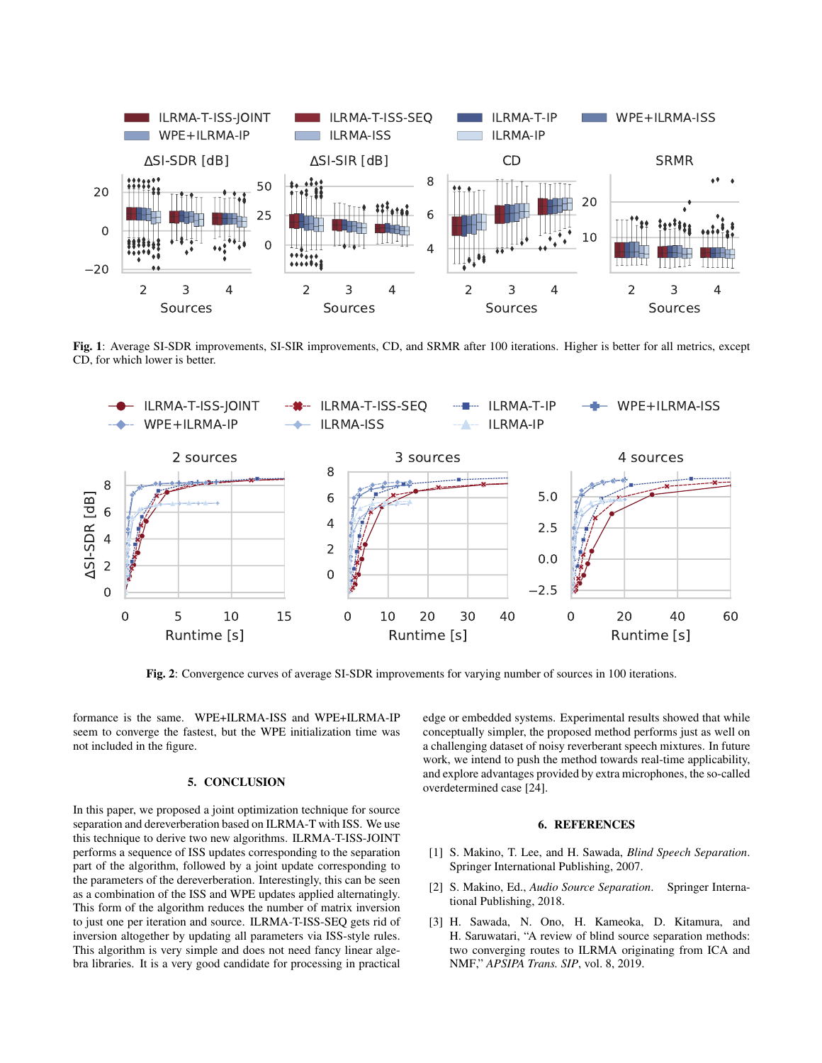**Fig. 1**: Average SI-SDR improvements, SI-SIR improvements, CD, and SRMR after 100 iterations. Higher is better for all metrics, except CD, for which lower is better.

**Fig. 2**: Convergence curves of average SI-SDR improvements for varying number of sources in 100 iterations.

formance is the same. WPE+ILRMA-ISS and WPE+ILRMA-IP seem to converge the fastest, but the WPE initialization time was not included in the figure.

## 5. CONCLUSION

In this paper, we proposed a joint optimization technique for source separation and dereverberation based on ILRMA-T with ISS. We use this technique to derive two new algorithms. ILRMA-T-ISS-JOINT performs a sequence of ISS updates corresponding to the separation part of the algorithm, followed by a joint update corresponding to the parameters of the dereverberation. Interestingly, this can be seen as a combination of the ISS and WPE updates applied alternatingly. This form of the algorithm reduces the number of matrix inversion to just one per iteration and source. ILRMA-T-ISS-SEQ gets rid of inversion altogether by updating all parameters via ISS-style rules. This algorithm is very simple and does not need fancy linear algebra libraries. It is a very good candidate for processing in practical edge or embedded systems. Experimental results showed that while conceptually simpler, the proposed method performs just as well on a challenging dataset of noisy reverberant speech mixtures. In future work, we intend to push the method towards real-time applicability, and explore advantages provided by extra microphones, the so-called overdetermined case [24].

## 6. REFERENCES

[1] S. Makino, T. Lee, and H. Sawada, *Blind Speech Separation*. Springer International Publishing, 2007.

[2] S. Makino, Ed., *Audio Source Separation*. Springer International Publishing, 2018.

[3] H. Sawada, N. Ono, H. Kameoka, D. Kitamura, and H. Saruwatari, "A review of blind source separation methods: two converging routes to ILRMA originating from ICA and NMF," *APSIPA Trans. SIP*, vol. 8, 2019.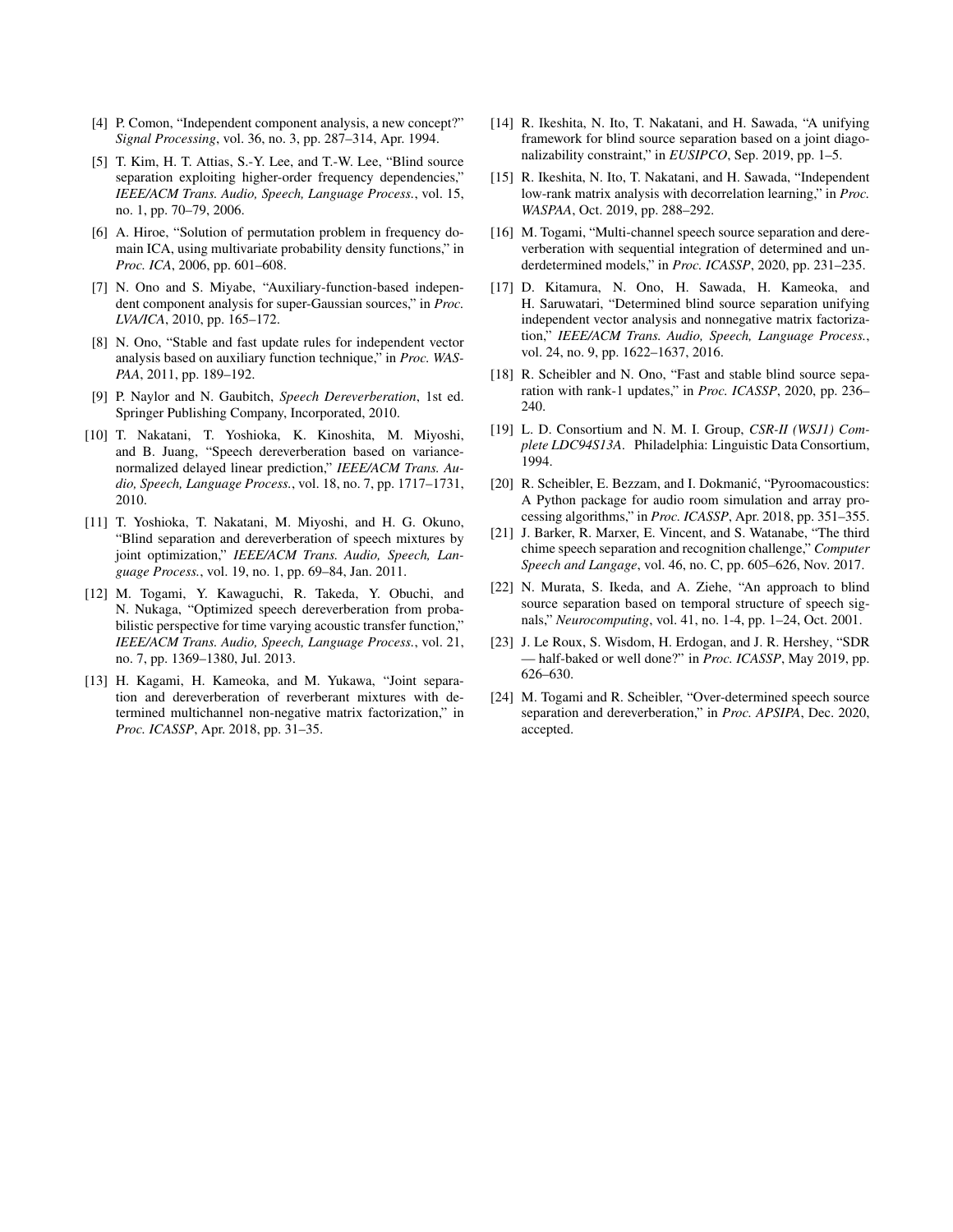[4] P. Comon, "Independent component analysis, a new concept?" *Signal Processing*, vol. 36, no. 3, pp. 287–314, Apr. 1994.

[5] T. Kim, H. T. Attias, S.-Y. Lee, and T.-W. Lee, "Blind source separation exploiting higher-order frequency dependencies," *IEEE/ACM Trans. Audio, Speech, Language Process.*, vol. 15, no. 1, pp. 70–79, 2006.

[6] A. Hiroe, "Solution of permutation problem in frequency domain ICA, using multivariate probability density functions," in *Proc. ICA*, 2006, pp. 601–608.

[7] N. Ono and S. Miyabe, "Auxiliary-function-based independent component analysis for super-Gaussian sources," in *Proc. LVA/ICA*, 2010, pp. 165–172.

[8] N. Ono, "Stable and fast update rules for independent vector analysis based on auxiliary function technique," in *Proc. WASPAA*, 2011, pp. 189–192.

[9] P. Naylor and N. Gaubitch, *Speech Dereverberation*, 1st ed. Springer Publishing Company, Incorporated, 2010.

[10] T. Nakatani, T. Yoshioka, K. Kinoshita, M. Miyoshi, and B. Juang, "Speech dereverberation based on variance-normalized delayed linear prediction," *IEEE/ACM Trans. Audio, Speech, Language Process.*, vol. 18, no. 7, pp. 1717–1731, 2010.

[11] T. Yoshioka, T. Nakatani, M. Miyoshi, and H. G. Okuno, "Blind separation and dereverberation of speech mixtures by joint optimization," *IEEE/ACM Trans. Audio, Speech, Language Process.*, vol. 19, no. 1, pp. 69–84, Jan. 2011.

[12] M. Togami, Y. Kawaguchi, R. Takeda, Y. Obuchi, and N. Nukaga, "Optimized speech dereverberation from probabilistic perspective for time varying acoustic transfer function," *IEEE/ACM Trans. Audio, Speech, Language Process.*, vol. 21, no. 7, pp. 1369–1380, Jul. 2013.

[13] H. Kagami, H. Kameoka, and M. Yukawa, "Joint separation and dereverberation of reverberant mixtures with determined multichannel non-negative matrix factorization," in *Proc. ICASSP*, Apr. 2018, pp. 31–35.

[14] R. Ikeshita, N. Ito, T. Nakatani, and H. Sawada, "A unifying framework for blind source separation based on a joint diagonalizability constraint," in *EUSIPCO*, Sep. 2019, pp. 1–5.

[15] R. Ikeshita, N. Ito, T. Nakatani, and H. Sawada, "Independent low-rank matrix analysis with decorrelation learning," in *Proc. WASPAA*, Oct. 2019, pp. 288–292.

[16] M. Togami, "Multi-channel speech source separation and dereverberation with sequential integration of determined and underdetermined models," in *Proc. ICASSP*, 2020, pp. 231–235.

[17] D. Kitamura, N. Ono, H. Sawada, H. Kameoka, and H. Saruwatari, "Determined blind source separation unifying independent vector analysis and nonnegative matrix factorization," *IEEE/ACM Trans. Audio, Speech, Language Process.*, vol. 24, no. 9, pp. 1622–1637, 2016.

[18] R. Scheibler and N. Ono, "Fast and stable blind source separation with rank-1 updates," in *Proc. ICASSP*, 2020, pp. 236–240.

[19] L. D. Consortium and N. M. I. Group, *CSR-II (WSJ1) Complete LDC94S13A*. Philadelphia: Linguistic Data Consortium, 1994.

[20] R. Scheibler, E. Bezzam, and I. Dokmanić, "Pyroomacoustics: A Python package for audio room simulation and array processing algorithms," in *Proc. ICASSP*, Apr. 2018, pp. 351–355.

[21] J. Barker, R. Marxer, E. Vincent, and S. Watanabe, "The third chime speech separation and recognition challenge," *Computer Speech and Langage*, vol. 46, no. C, pp. 605–626, Nov. 2017.

[22] N. Murata, S. Ikeda, and A. Ziehe, "An approach to blind source separation based on temporal structure of speech signals," *Neurocomputing*, vol. 41, no. 1-4, pp. 1–24, Oct. 2001.

[23] J. Le Roux, S. Wisdom, H. Erdogan, and J. R. Hershey, "SDR — half-baked or well done?" in *Proc. ICASSP*, May 2019, pp. 626–630.

[24] M. Togami and R. Scheibler, "Over-determined speech source separation and dereverberation," in *Proc. APSIPA*, Dec. 2020, accepted.